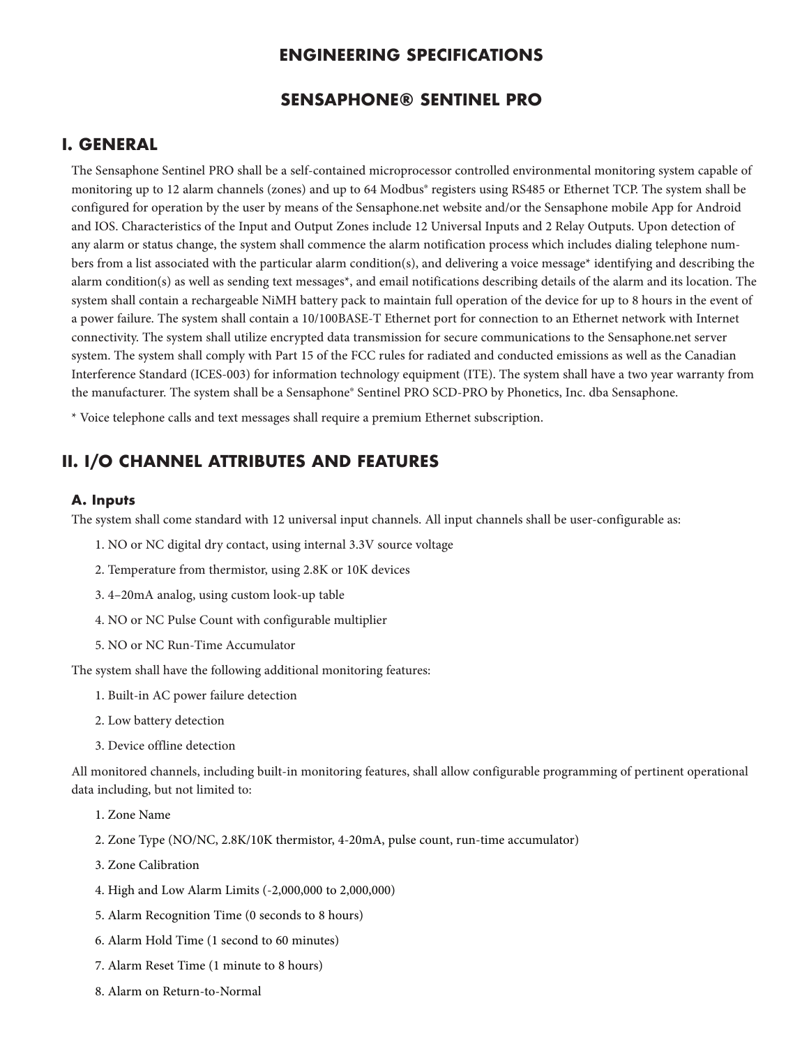# ENGINEERING SPECIFICATIONS

# SENSAPHONE® SENTINEL PRO

## I. GENERAL

The Sensaphone Sentinel PRO shall be a self-contained microprocessor controlled environmental monitoring system capable of monitoring up to 12 alarm channels (zones) and up to 64 Modbus® registers using RS485 or Ethernet TCP. The system shall be configured for operation by the user by means of the Sensaphone.net website and/or the Sensaphone mobile App for Android and IOS. Characteristics of the Input and Output Zones include 12 Universal Inputs and 2 Relay Outputs. Upon detection of any alarm or status change, the system shall commence the alarm notification process which includes dialing telephone numbers from a list associated with the particular alarm condition(s), and delivering a voice message* identifying and describing the alarm condition(s) as well as sending text messages*, and email notifications describing details of the alarm and its location. The system shall contain a rechargeable NiMH battery pack to maintain full operation of the device for up to 8 hours in the event of a power failure. The system shall contain a 10/100BASE-T Ethernet port for connection to an Ethernet network with Internet connectivity. The system shall utilize encrypted data transmission for secure communications to the Sensaphone.net server system. The system shall comply with Part 15 of the FCC rules for radiated and conducted emissions as well as the Canadian Interference Standard (ICES-003) for information technology equipment (ITE). The system shall have a two year warranty from the manufacturer. The system shall be a Sensaphone® Sentinel PRO SCD-PRO by Phonetics, Inc. dba Sensaphone.

* Voice telephone calls and text messages shall require a premium Ethernet subscription.

## II. I/O CHANNEL ATTRIBUTES AND FEATURES

### A. Inputs

The system shall come standard with 12 universal input channels. All input channels shall be user-configurable as:

1. NO or NC digital dry contact, using internal 3.3V source voltage
2. Temperature from thermistor, using 2.8K or 10K devices
3. 4–20mA analog, using custom look-up table
4. NO or NC Pulse Count with configurable multiplier
5. NO or NC Run-Time Accumulator

The system shall have the following additional monitoring features:

1. Built-in AC power failure detection
2. Low battery detection
3. Device offline detection

All monitored channels, including built-in monitoring features, shall allow configurable programming of pertinent operational data including, but not limited to:

1. Zone Name
2. Zone Type (NO/NC, 2.8K/10K thermistor, 4-20mA, pulse count, run-time accumulator)
3. Zone Calibration
4. High and Low Alarm Limits (-2,000,000 to 2,000,000)
5. Alarm Recognition Time (0 seconds to 8 hours)
6. Alarm Hold Time (1 second to 60 minutes)
7. Alarm Reset Time (1 minute to 8 hours)
8. Alarm on Return-to-Normal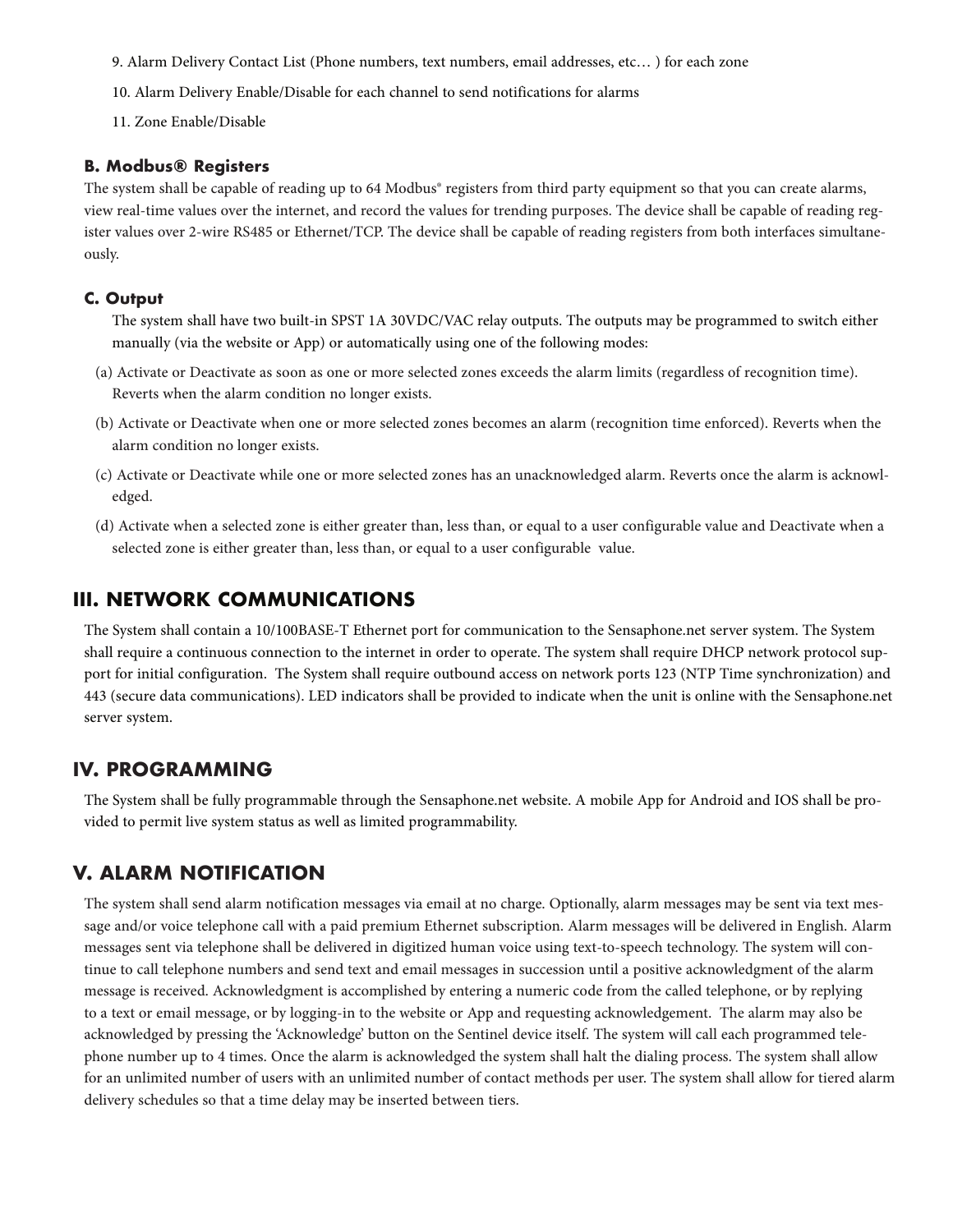9. Alarm Delivery Contact List (Phone numbers, text numbers, email addresses, etc… ) for each zone

10. Alarm Delivery Enable/Disable for each channel to send notifications for alarms

11. Zone Enable/Disable

### B. Modbus® Registers

The system shall be capable of reading up to 64 Modbus® registers from third party equipment so that you can create alarms, view real-time values over the internet, and record the values for trending purposes. The device shall be capable of reading register values over 2-wire RS485 or Ethernet/TCP. The device shall be capable of reading registers from both interfaces simultaneously.

### C. Output

The system shall have two built-in SPST 1A 30VDC/VAC relay outputs. The outputs may be programmed to switch either manually (via the website or App) or automatically using one of the following modes:

(a) Activate or Deactivate as soon as one or more selected zones exceeds the alarm limits (regardless of recognition time). Reverts when the alarm condition no longer exists.

(b) Activate or Deactivate when one or more selected zones becomes an alarm (recognition time enforced). Reverts when the alarm condition no longer exists.

(c) Activate or Deactivate while one or more selected zones has an unacknowledged alarm. Reverts once the alarm is acknowledged.

(d) Activate when a selected zone is either greater than, less than, or equal to a user configurable value and Deactivate when a selected zone is either greater than, less than, or equal to a user configurable value.

## III. NETWORK COMMUNICATIONS

The System shall contain a 10/100BASE-T Ethernet port for communication to the Sensaphone.net server system. The System shall require a continuous connection to the internet in order to operate. The system shall require DHCP network protocol support for initial configuration. The System shall require outbound access on network ports 123 (NTP Time synchronization) and 443 (secure data communications). LED indicators shall be provided to indicate when the unit is online with the Sensaphone.net server system.

## IV. PROGRAMMING

The System shall be fully programmable through the Sensaphone.net website. A mobile App for Android and IOS shall be provided to permit live system status as well as limited programmability.

## V. ALARM NOTIFICATION

The system shall send alarm notification messages via email at no charge. Optionally, alarm messages may be sent via text message and/or voice telephone call with a paid premium Ethernet subscription. Alarm messages will be delivered in English. Alarm messages sent via telephone shall be delivered in digitized human voice using text-to-speech technology. The system will continue to call telephone numbers and send text and email messages in succession until a positive acknowledgment of the alarm message is received. Acknowledgment is accomplished by entering a numeric code from the called telephone, or by replying to a text or email message, or by logging-in to the website or App and requesting acknowledgement. The alarm may also be acknowledged by pressing the 'Acknowledge' button on the Sentinel device itself. The system will call each programmed telephone number up to 4 times. Once the alarm is acknowledged the system shall halt the dialing process. The system shall allow for an unlimited number of users with an unlimited number of contact methods per user. The system shall allow for tiered alarm delivery schedules so that a time delay may be inserted between tiers.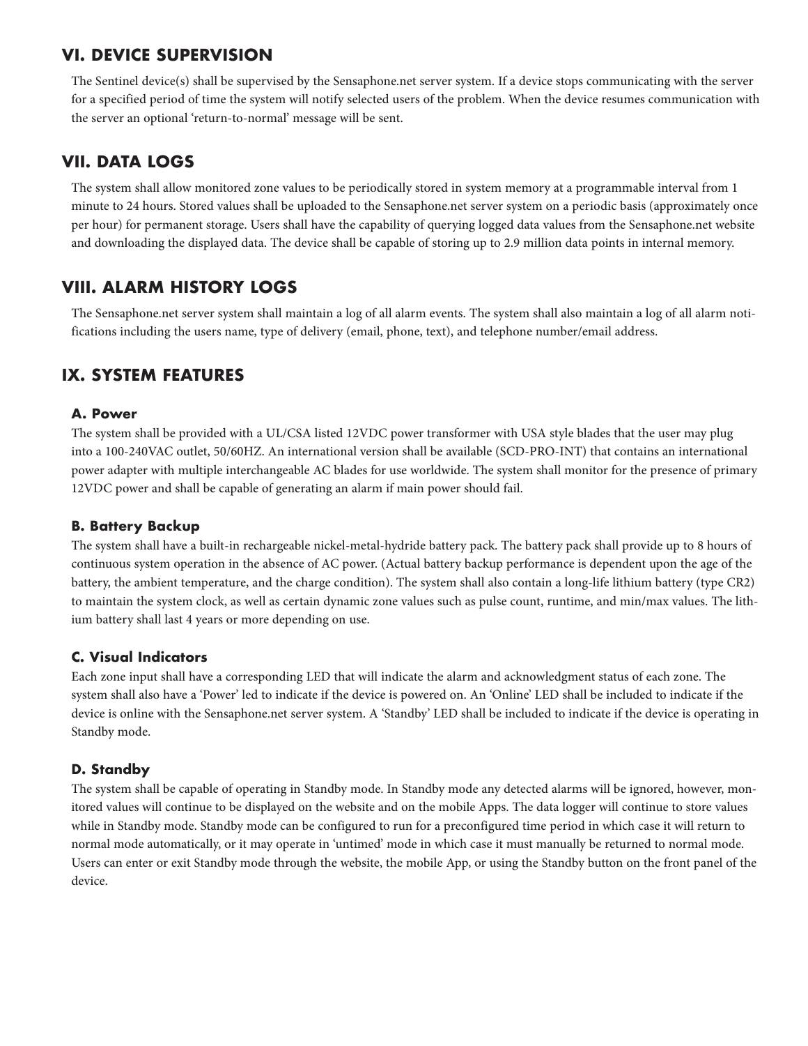## VI. DEVICE SUPERVISION

The Sentinel device(s) shall be supervised by the Sensaphone.net server system. If a device stops communicating with the server for a specified period of time the system will notify selected users of the problem. When the device resumes communication with the server an optional 'return-to-normal' message will be sent.

## VII. DATA LOGS

The system shall allow monitored zone values to be periodically stored in system memory at a programmable interval from 1 minute to 24 hours. Stored values shall be uploaded to the Sensaphone.net server system on a periodic basis (approximately once per hour) for permanent storage. Users shall have the capability of querying logged data values from the Sensaphone.net website and downloading the displayed data. The device shall be capable of storing up to 2.9 million data points in internal memory.

## VIII. ALARM HISTORY LOGS

The Sensaphone.net server system shall maintain a log of all alarm events. The system shall also maintain a log of all alarm notifications including the users name, type of delivery (email, phone, text), and telephone number/email address.

## IX. SYSTEM FEATURES

### A. Power

The system shall be provided with a UL/CSA listed 12VDC power transformer with USA style blades that the user may plug into a 100-240VAC outlet, 50/60HZ. An international version shall be available (SCD-PRO-INT) that contains an international power adapter with multiple interchangeable AC blades for use worldwide. The system shall monitor for the presence of primary 12VDC power and shall be capable of generating an alarm if main power should fail.

### B. Battery Backup

The system shall have a built-in rechargeable nickel-metal-hydride battery pack. The battery pack shall provide up to 8 hours of continuous system operation in the absence of AC power. (Actual battery backup performance is dependent upon the age of the battery, the ambient temperature, and the charge condition). The system shall also contain a long-life lithium battery (type CR2) to maintain the system clock, as well as certain dynamic zone values such as pulse count, runtime, and min/max values. The lithium battery shall last 4 years or more depending on use.

### C. Visual Indicators

Each zone input shall have a corresponding LED that will indicate the alarm and acknowledgment status of each zone. The system shall also have a 'Power' led to indicate if the device is powered on. An 'Online' LED shall be included to indicate if the device is online with the Sensaphone.net server system. A 'Standby' LED shall be included to indicate if the device is operating in Standby mode.

### D. Standby

The system shall be capable of operating in Standby mode. In Standby mode any detected alarms will be ignored, however, monitored values will continue to be displayed on the website and on the mobile Apps. The data logger will continue to store values while in Standby mode. Standby mode can be configured to run for a preconfigured time period in which case it will return to normal mode automatically, or it may operate in 'untimed' mode in which case it must manually be returned to normal mode. Users can enter or exit Standby mode through the website, the mobile App, or using the Standby button on the front panel of the device.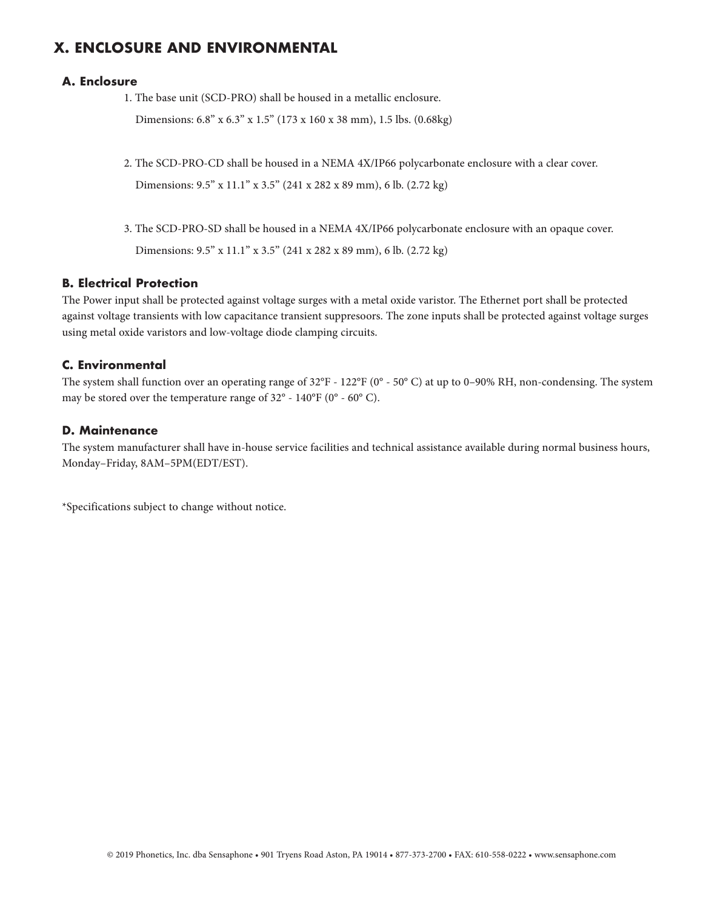## X. ENCLOSURE AND ENVIRONMENTAL

### A. Enclosure

1. The base unit (SCD-PRO) shall be housed in a metallic enclosure.

   Dimensions: 6.8” x 6.3” x 1.5” (173 x 160 x 38 mm), 1.5 lbs. (0.68kg)

2. The SCD-PRO-CD shall be housed in a NEMA 4X/IP66 polycarbonate enclosure with a clear cover.

   Dimensions: 9.5” x 11.1” x 3.5” (241 x 282 x 89 mm), 6 lb. (2.72 kg)

3. The SCD-PRO-SD shall be housed in a NEMA 4X/IP66 polycarbonate enclosure with an opaque cover.

   Dimensions: 9.5” x 11.1” x 3.5” (241 x 282 x 89 mm), 6 lb. (2.72 kg)

### B. Electrical Protection

The Power input shall be protected against voltage surges with a metal oxide varistor. The Ethernet port shall be protected against voltage transients with low capacitance transient suppresoors. The zone inputs shall be protected against voltage surges using metal oxide varistors and low-voltage diode clamping circuits.

### C. Environmental

The system shall function over an operating range of 32°F - 122°F (0° - 50° C) at up to 0–90% RH, non-condensing. The system may be stored over the temperature range of 32° - 140°F (0° - 60° C).

### D. Maintenance

The system manufacturer shall have in-house service facilities and technical assistance available during normal business hours, Monday–Friday, 8AM–5PM(EDT/EST).

*Specifications subject to change without notice.

© 2019 Phonetics, Inc. dba Sensaphone • 901 Tryens Road Aston, PA 19014 • 877-373-2700 • FAX: 610-558-0222 • www.sensaphone.com